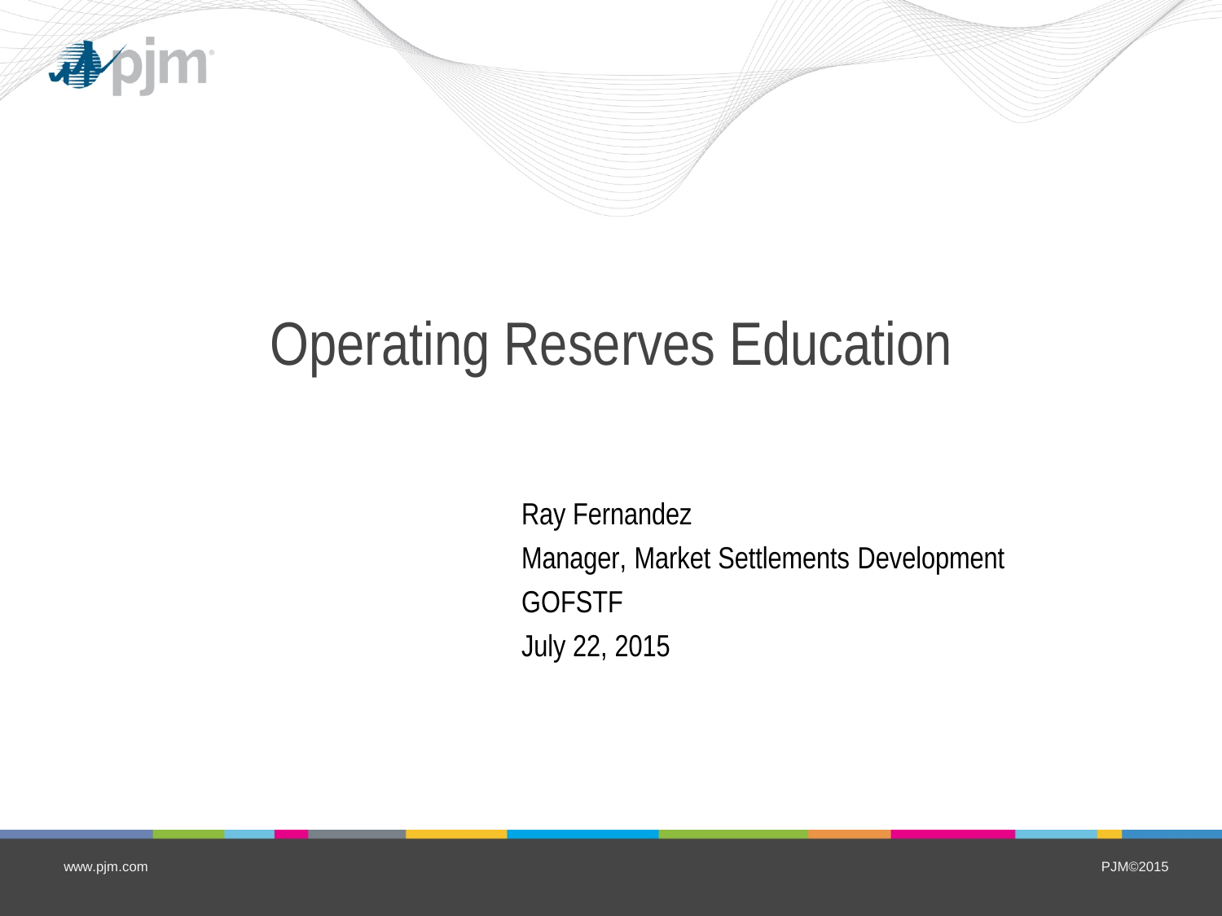# Operating Reserves Education

Ray Fernandez

Manager, Market Settlements Development

GOFSTF

July 22, 2015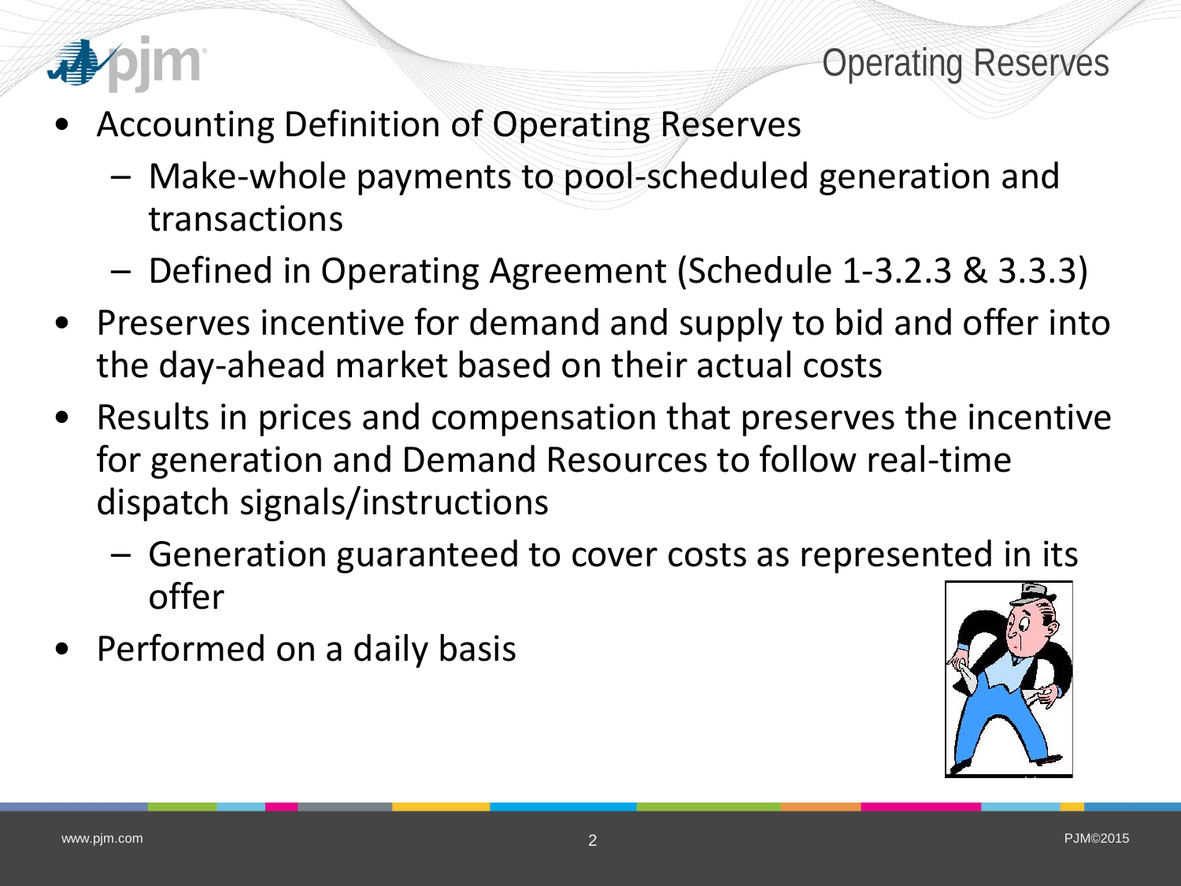# Operating Reserves

- Accounting Definition of Operating Reserves
  - Make-whole payments to pool-scheduled generation and transactions
  - Defined in Operating Agreement (Schedule 1-3.2.3 & 3.3.3)
- Preserves incentive for demand and supply to bid and offer into the day-ahead market based on their actual costs
- Results in prices and compensation that preserves the incentive for generation and Demand Resources to follow real-time dispatch signals/instructions
  - Generation guaranteed to cover costs as represented in its offer
- Performed on a daily basis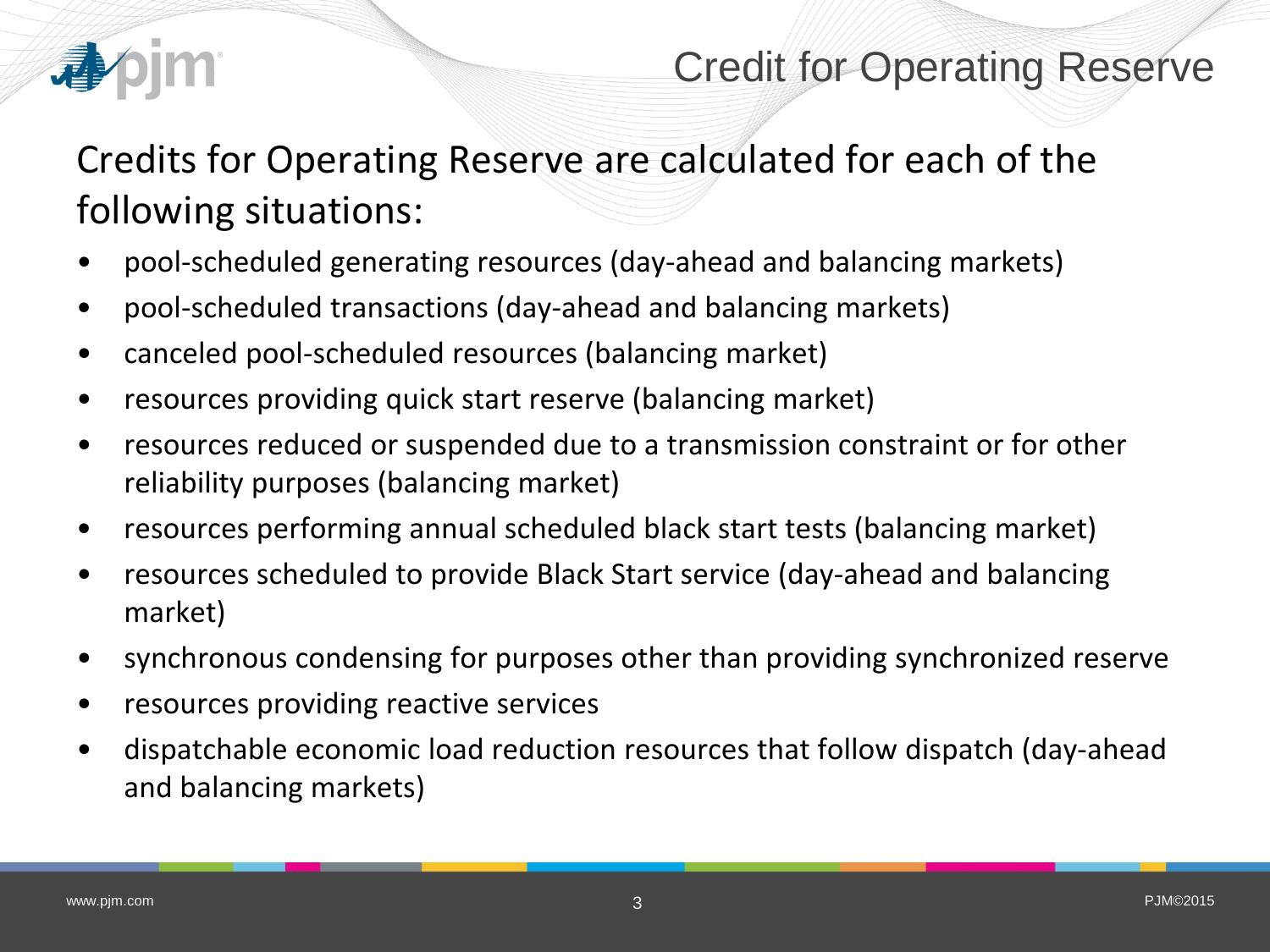# Credit for Operating Reserve

Credits for Operating Reserve are calculated for each of the following situations:

- pool-scheduled generating resources (day-ahead and balancing markets)
- pool-scheduled transactions (day-ahead and balancing markets)
- canceled pool-scheduled resources (balancing market)
- resources providing quick start reserve (balancing market)
- resources reduced or suspended due to a transmission constraint or for other reliability purposes (balancing market)
- resources performing annual scheduled black start tests (balancing market)
- resources scheduled to provide Black Start service (day-ahead and balancing market)
- synchronous condensing for purposes other than providing synchronized reserve
- resources providing reactive services
- dispatchable economic load reduction resources that follow dispatch (day-ahead and balancing markets)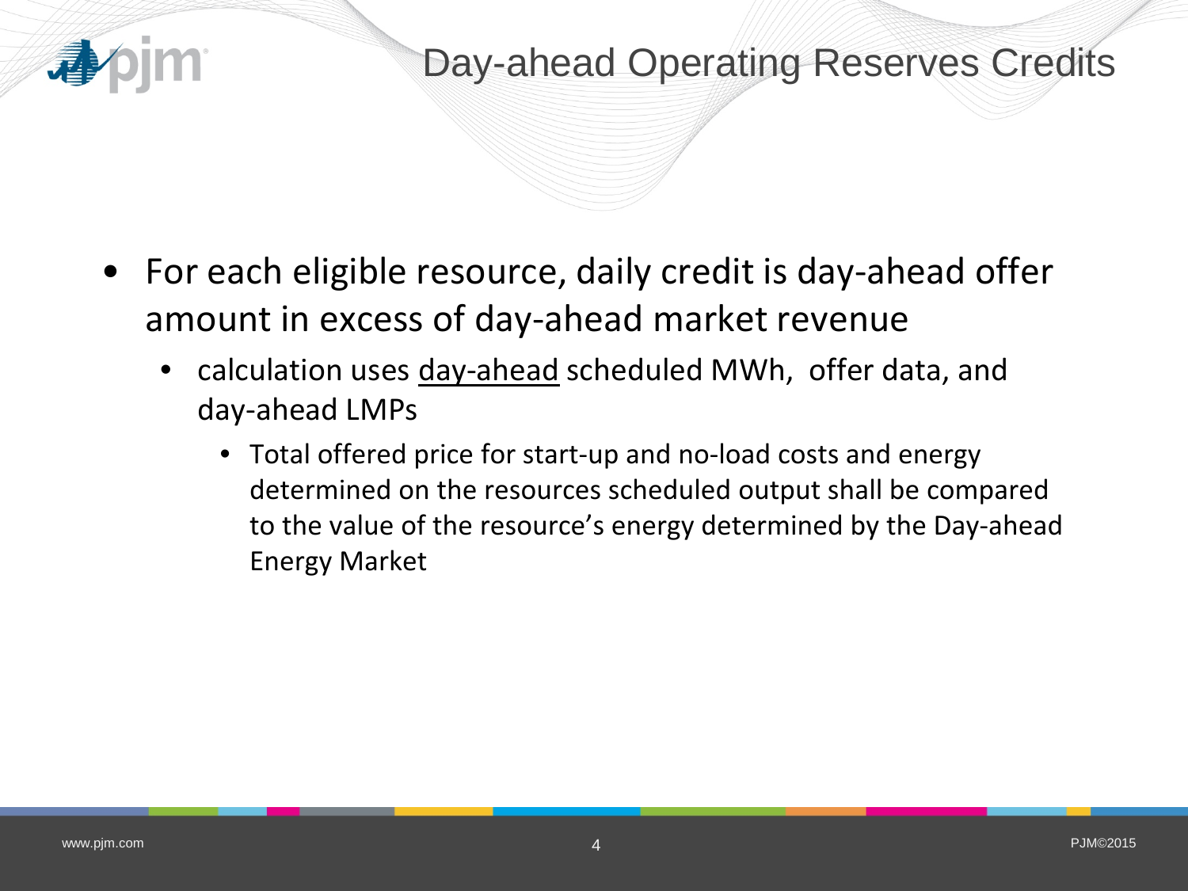# Day-ahead Operating Reserves Credits

- For each eligible resource, daily credit is day-ahead offer amount in excess of day-ahead market revenue
  - calculation uses <u>day-ahead</u> scheduled MWh, offer data, and day-ahead LMPs
    - Total offered price for start-up and no-load costs and energy determined on the resources scheduled output shall be compared to the value of the resource’s energy determined by the Day-ahead Energy Market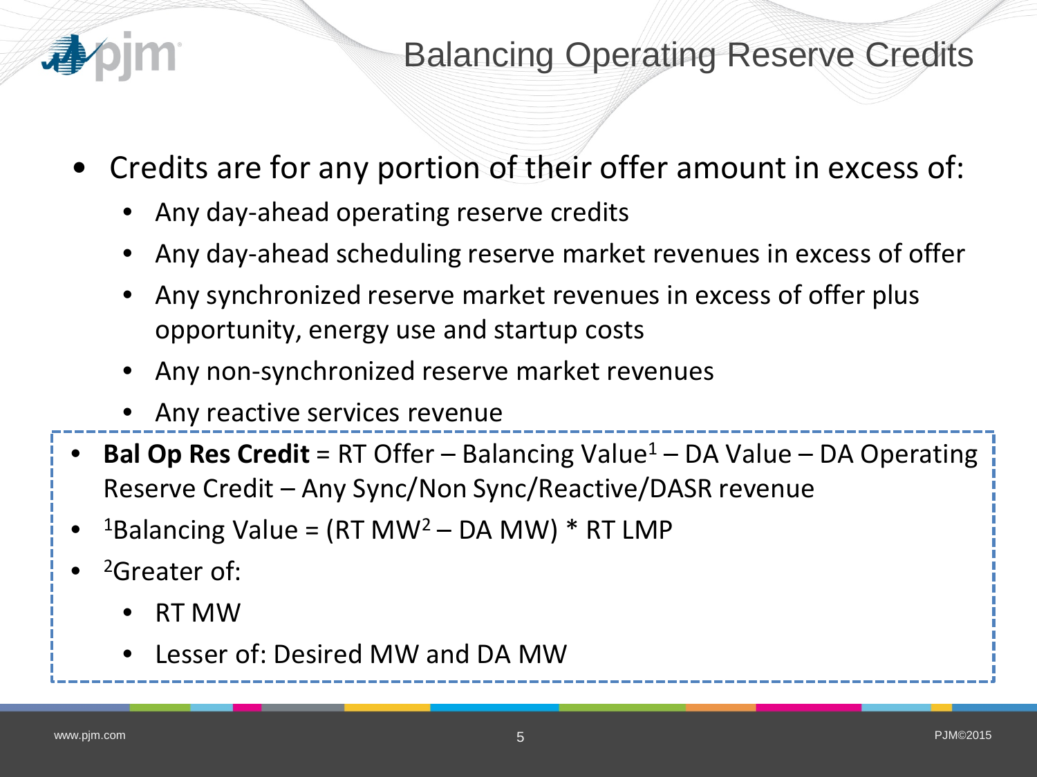# Balancing Operating Reserve Credits

- Credits are for any portion of their offer amount in excess of:
  - Any day-ahead operating reserve credits
  - Any day-ahead scheduling reserve market revenues in excess of offer
  - Any synchronized reserve market revenues in excess of offer plus opportunity, energy use and startup costs
  - Any non-synchronized reserve market revenues
  - Any reactive services revenue
- **Bal Op Res Credit** = RT Offer – Balancing Value[1] – DA Value – DA Operating Reserve Credit – Any Sync/Non Sync/Reactive/DASR revenue
- [1]Balancing Value = (RT MW[2] – DA MW) * RT LMP
- [2]Greater of:
  - RT MW
  - Lesser of: Desired MW and DA MW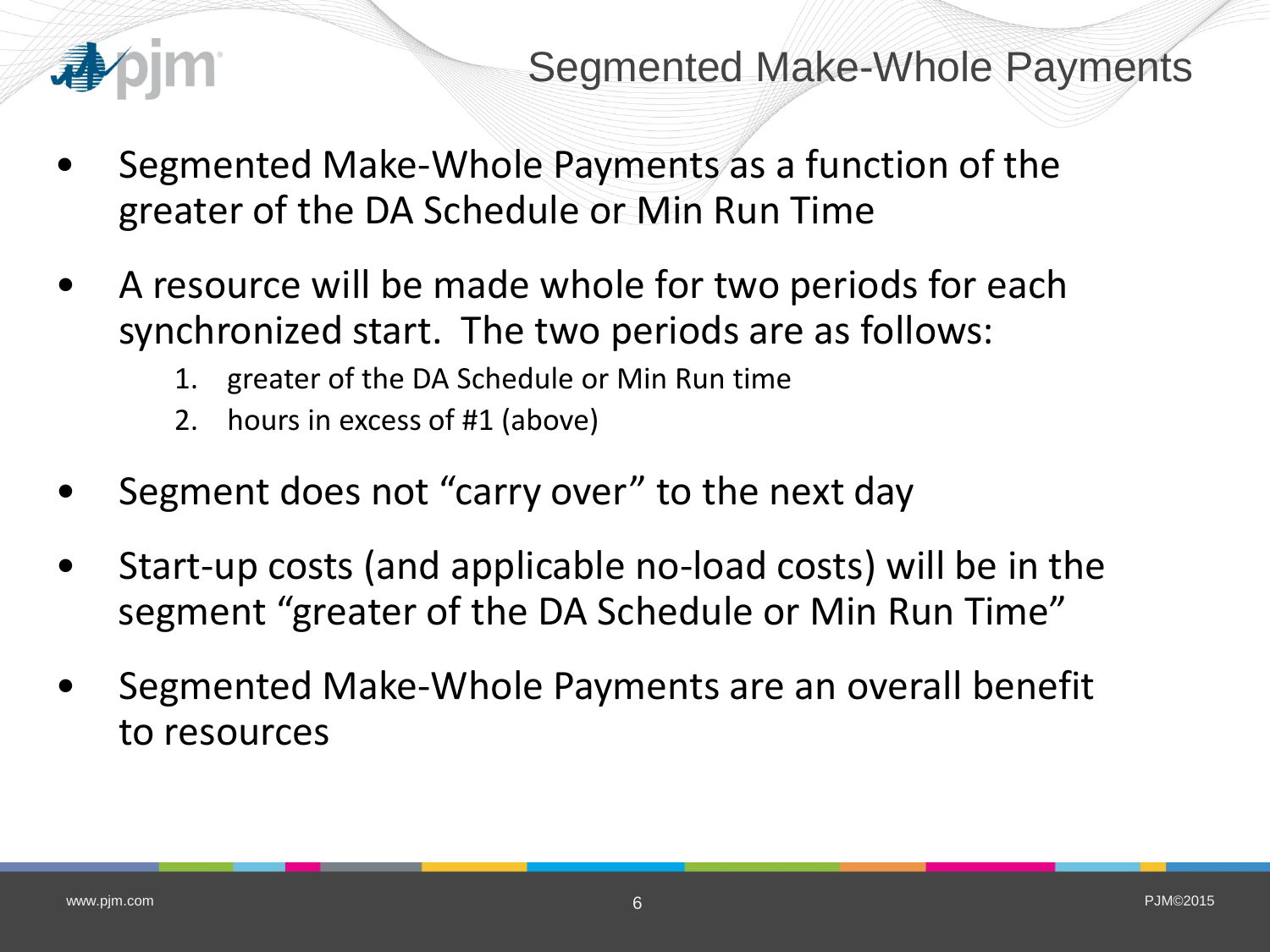# Segmented Make-Whole Payments

- Segmented Make-Whole Payments as a function of the greater of the DA Schedule or Min Run Time
- A resource will be made whole for two periods for each synchronized start. The two periods are as follows:
  1. greater of the DA Schedule or Min Run time
  2. hours in excess of #1 (above)
- Segment does not “carry over” to the next day
- Start-up costs (and applicable no-load costs) will be in the segment “greater of the DA Schedule or Min Run Time”
- Segmented Make-Whole Payments are an overall benefit to resources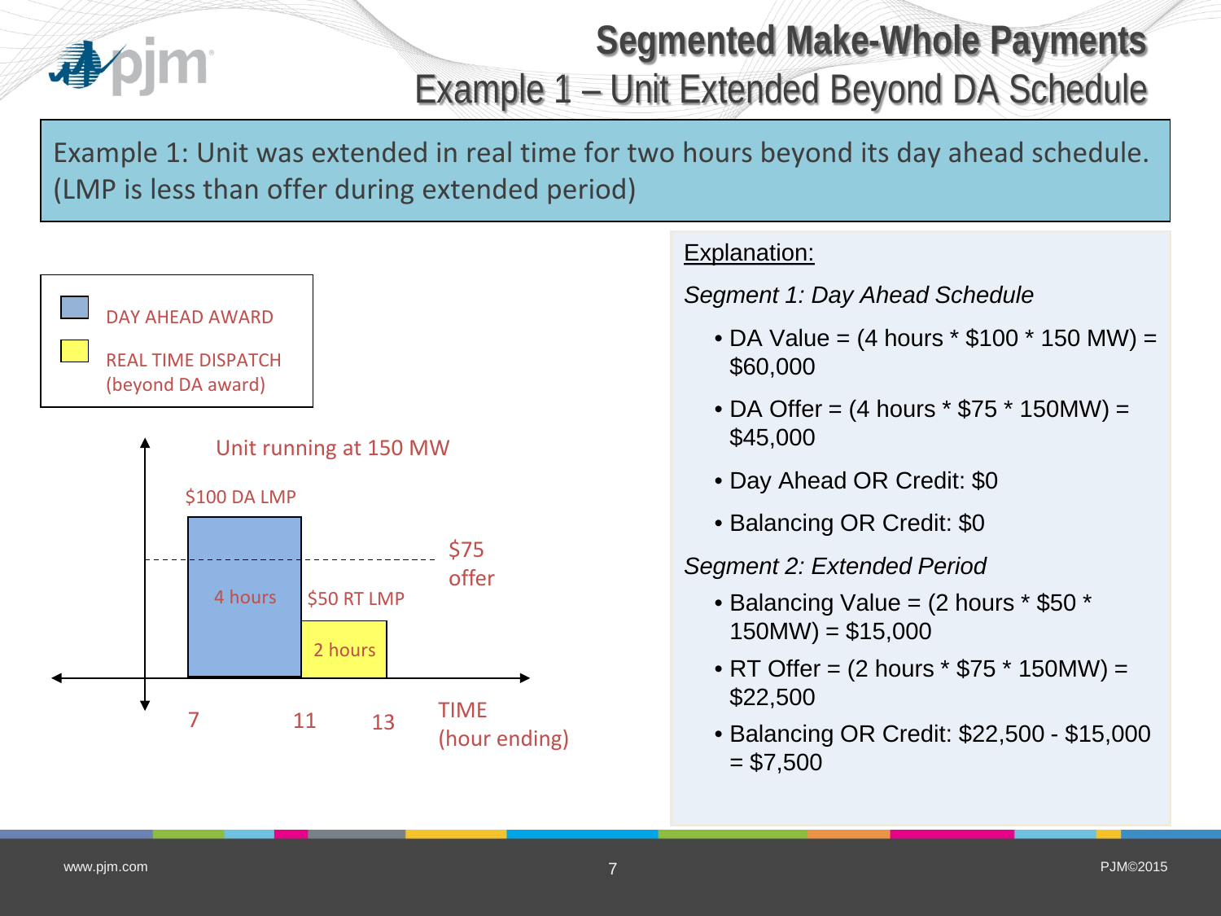# Segmented Make-Whole Payments

## Example 1 – Unit Extended Beyond DA Schedule

Example 1: Unit was extended in real time for two hours beyond its day ahead schedule. (LMP is less than offer during extended period)

DAY AHEAD AWARD

REAL TIME DISPATCH (beyond DA award)

Unit running at 150 MW

$100 DA LMP

$75 offer

4 hours

$50 RT LMP

2 hours

7 11 13

TIME (hour ending)

Explanation:

*Segment 1: Day Ahead Schedule*

- DA Value = (4 hours * $100 * 150 MW) = $60,000
- DA Offer = (4 hours * $75 * 150MW) = $45,000
- Day Ahead OR Credit: $0
- Balancing OR Credit: $0

*Segment 2: Extended Period*

- Balancing Value = (2 hours * $50 * 150MW) = $15,000
- RT Offer = (2 hours * $75 * 150MW) = $22,500
- Balancing OR Credit: $22,500 - $15,000 = $7,500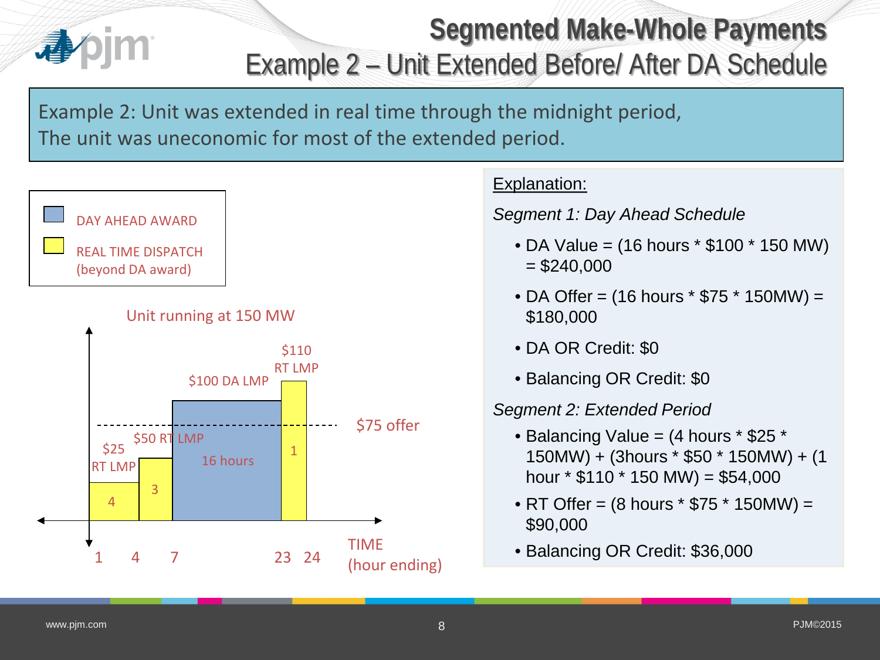# Segmented Make-Whole Payments

## Example 2 – Unit Extended Before/ After DA Schedule

Example 2: Unit was extended in real time through the midnight period,
The unit was uneconomic for most of the extended period.

DAY AHEAD AWARD

REAL TIME DISPATCH (beyond DA award)

Unit running at 150 MW

$110 RT LMP

$100 DA LMP

$75 offer

$50 RT LMP

$25 RT LMP

16 hours

4 3 1

1 4 7 23 24

TIME (hour ending)

Explanation:

*Segment 1: Day Ahead Schedule*

- DA Value = (16 hours * $100 * 150 MW) = $240,000
- DA Offer = (16 hours * $75 * 150MW) = $180,000
- DA OR Credit: $0
- Balancing OR Credit: $0

*Segment 2: Extended Period*

- Balancing Value = (4 hours * $25 * 150MW) + (3hours * $50 * 150MW) + (1 hour * $110 * 150 MW) = $54,000
- RT Offer = (8 hours * $75 * 150MW) = $90,000
- Balancing OR Credit: $36,000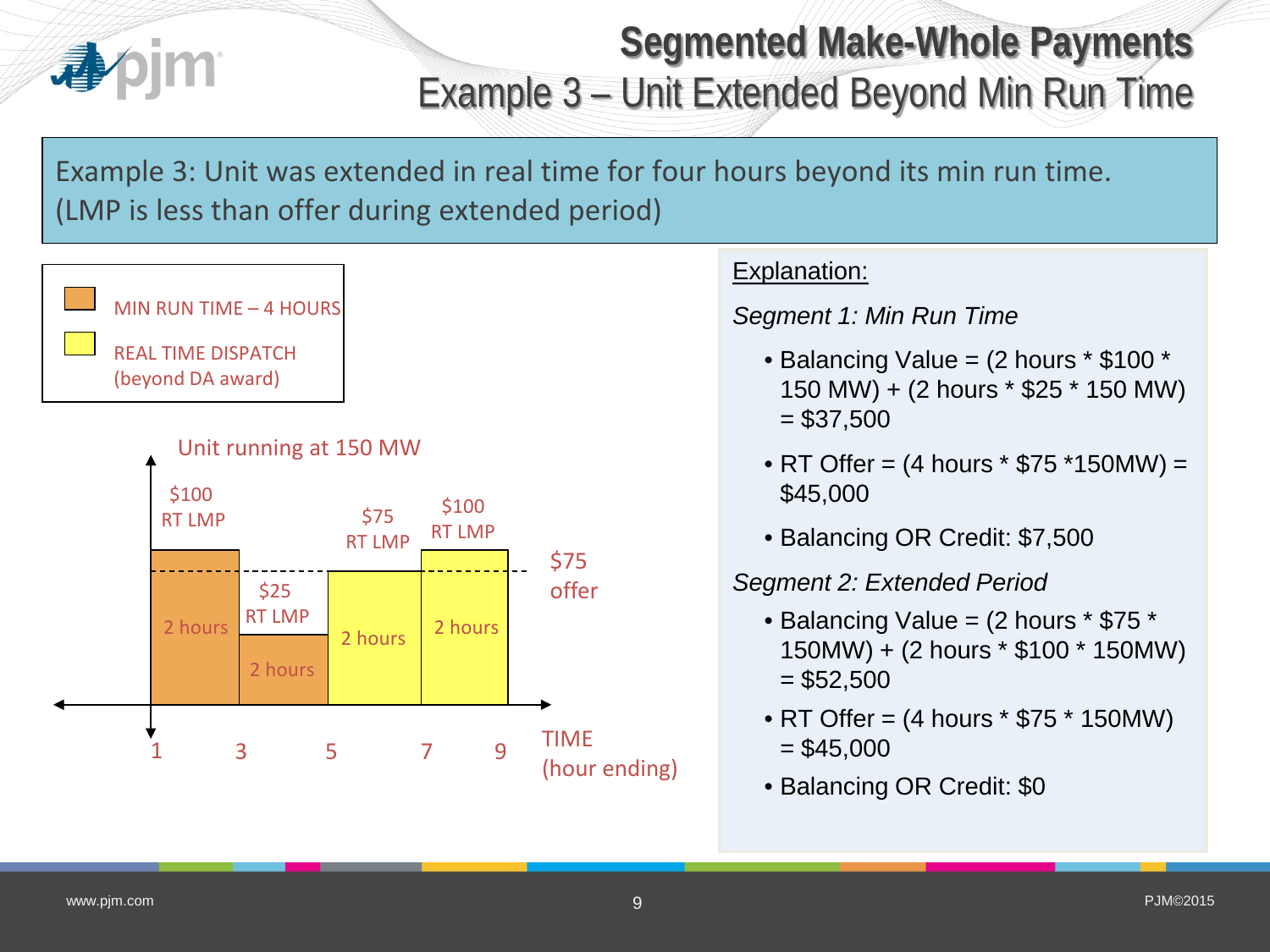# Segmented Make-Whole Payments

## Example 3 – Unit Extended Beyond Min Run Time

Example 3: Unit was extended in real time for four hours beyond its min run time. (LMP is less than offer during extended period)

MIN RUN TIME – 4 HOURS

REAL TIME DISPATCH (beyond DA award)

Unit running at 150 MW

$100 RT LMP

$25 RT LMP

$75 RT LMP

$100 RT LMP

$75 offer

2 hours

2 hours

2 hours

2 hours

1 3 5 7 9

TIME (hour ending)

Explanation:

*Segment 1: Min Run Time*

- Balancing Value = (2 hours * $100 * 150 MW) + (2 hours * $25 * 150 MW) = $37,500
- RT Offer = (4 hours * $75 *150MW) = $45,000
- Balancing OR Credit: $7,500

*Segment 2: Extended Period*

- Balancing Value = (2 hours * $75 * 150MW) + (2 hours * $100 * 150MW) = $52,500
- RT Offer = (4 hours * $75 * 150MW) = $45,000
- Balancing OR Credit: $0